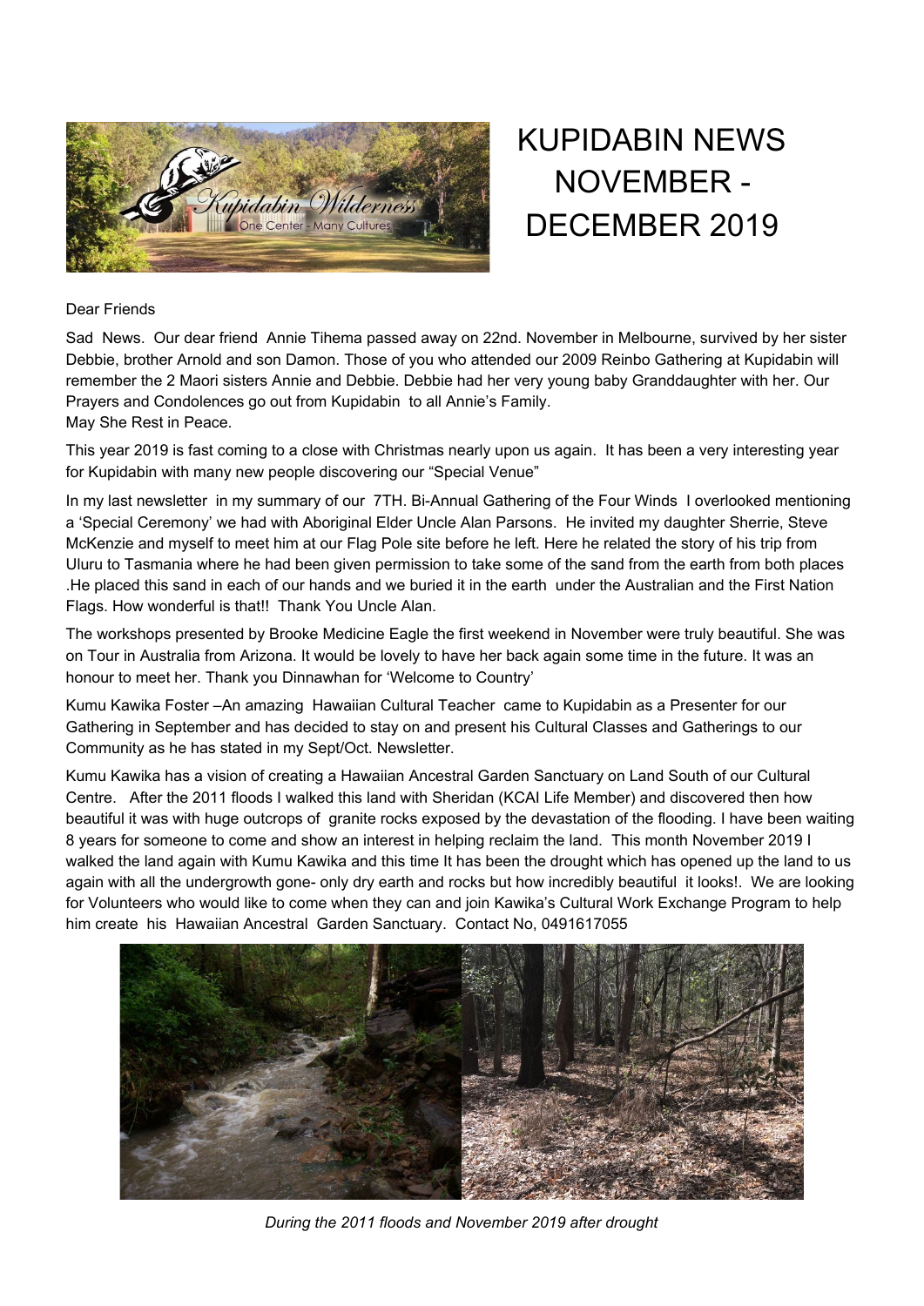# KUPIDABIN NEWS NOVEMBER - DECEMBER 2019

Dear Friends

Sad News. Our dear friend Annie Tihema passed away on 22nd. November in Melbourne, survived by her sister Debbie, brother Arnold and son Damon. Those of you who attended our 2009 Reinbo Gathering at Kupidabin will remember the 2 Maori sisters Annie and Debbie. Debbie had her very young baby Granddaughter with her. Our Prayers and Condolences go out from Kupidabin to all Annie's Family.
May She Rest in Peace.

This year 2019 is fast coming to a close with Christmas nearly upon us again. It has been a very interesting year for Kupidabin with many new people discovering our "Special Venue"

In my last newsletter in my summary of our 7TH. Bi-Annual Gathering of the Four Winds I overlooked mentioning a 'Special Ceremony' we had with Aboriginal Elder Uncle Alan Parsons. He invited my daughter Sherrie, Steve McKenzie and myself to meet him at our Flag Pole site before he left. Here he related the story of his trip from Uluru to Tasmania where he had been given permission to take some of the sand from the earth from both places .He placed this sand in each of our hands and we buried it in the earth under the Australian and the First Nation Flags. How wonderful is that!! Thank You Uncle Alan.

The workshops presented by Brooke Medicine Eagle the first weekend in November were truly beautiful. She was on Tour in Australia from Arizona. It would be lovely to have her back again some time in the future. It was an honour to meet her. Thank you Dinnawhan for 'Welcome to Country'

Kumu Kawika Foster –An amazing Hawaiian Cultural Teacher came to Kupidabin as a Presenter for our Gathering in September and has decided to stay on and present his Cultural Classes and Gatherings to our Community as he has stated in my Sept/Oct. Newsletter.

Kumu Kawika has a vision of creating a Hawaiian Ancestral Garden Sanctuary on Land South of our Cultural Centre. After the 2011 floods I walked this land with Sheridan (KCAI Life Member) and discovered then how beautiful it was with huge outcrops of granite rocks exposed by the devastation of the flooding. I have been waiting 8 years for someone to come and show an interest in helping reclaim the land. This month November 2019 I walked the land again with Kumu Kawika and this time It has been the drought which has opened up the land to us again with all the undergrowth gone- only dry earth and rocks but how incredibly beautiful it looks!. We are looking for Volunteers who would like to come when they can and join Kawika's Cultural Work Exchange Program to help him create his Hawaiian Ancestral Garden Sanctuary. Contact No, 0491617055

*During the 2011 floods and November 2019 after drought*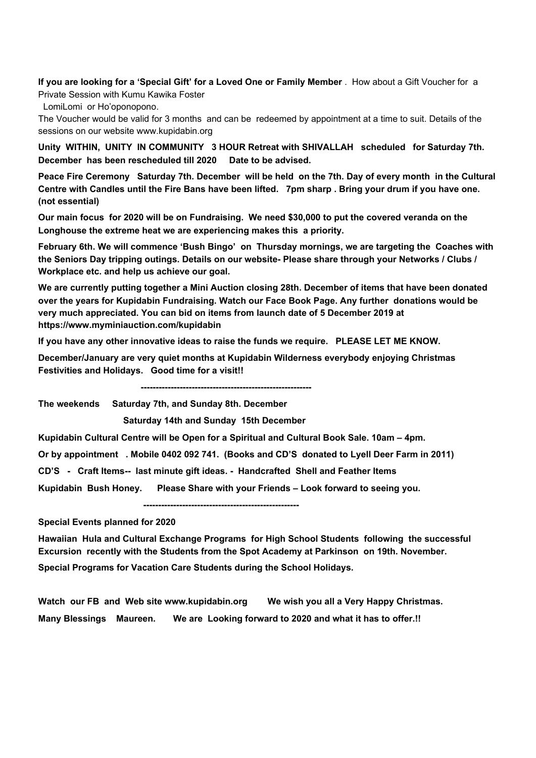**If you are looking for a 'Special Gift' for a Loved One or Family Member** . How about a Gift Voucher for a Private Session with Kumu Kawika Foster
LomiLomi or Ho'oponopono.

The Voucher would be valid for 3 months and can be redeemed by appointment at a time to suit. Details of the sessions on our website www.kupidabin.org

**Unity WITHIN, UNITY IN COMMUNITY 3 HOUR Retreat with SHIVALLAH scheduled for Saturday 7th. December has been rescheduled till 2020 Date to be advised.**

**Peace Fire Ceremony Saturday 7th. December will be held on the 7th. Day of every month in the Cultural Centre with Candles until the Fire Bans have been lifted. 7pm sharp . Bring your drum if you have one. (not essential)**

**Our main focus for 2020 will be on Fundraising. We need $30,000 to put the covered veranda on the Longhouse the extreme heat we are experiencing makes this a priority.**

**February 6th. We will commence 'Bush Bingo' on Thursday mornings, we are targeting the Coaches with the Seniors Day tripping outings. Details on our website- Please share through your Networks / Clubs / Workplace etc. and help us achieve our goal.**

**We are currently putting together a Mini Auction closing 28th. December of items that have been donated over the years for Kupidabin Fundraising. Watch our Face Book Page. Any further donations would be very much appreciated. You can bid on items from launch date of 5 December 2019 at https://www.myminiauction.com/kupidabin**

**If you have any other innovative ideas to raise the funds we require. PLEASE LET ME KNOW.**

**December/January are very quiet months at Kupidabin Wilderness everybody enjoying Christmas Festivities and Holidays. Good time for a visit!!**

---

**The weekends Saturday 7th, and Sunday 8th. December**

**Saturday 14th and Sunday 15th December**

**Kupidabin Cultural Centre will be Open for a Spiritual and Cultural Book Sale. 10am – 4pm.**

**Or by appointment . Mobile 0402 092 741. (Books and CD'S donated to Lyell Deer Farm in 2011)**

**CD'S - Craft Items-- last minute gift ideas. - Handcrafted Shell and Feather Items**

**Kupidabin Bush Honey. Please Share with your Friends – Look forward to seeing you.**

---

**Special Events planned for 2020**

**Hawaiian Hula and Cultural Exchange Programs for High School Students following the successful Excursion recently with the Students from the Spot Academy at Parkinson on 19th. November.**

**Special Programs for Vacation Care Students during the School Holidays.**

**Watch our FB and Web site www.kupidabin.org We wish you all a Very Happy Christmas.**

**Many Blessings Maureen. We are Looking forward to 2020 and what it has to offer.!!**